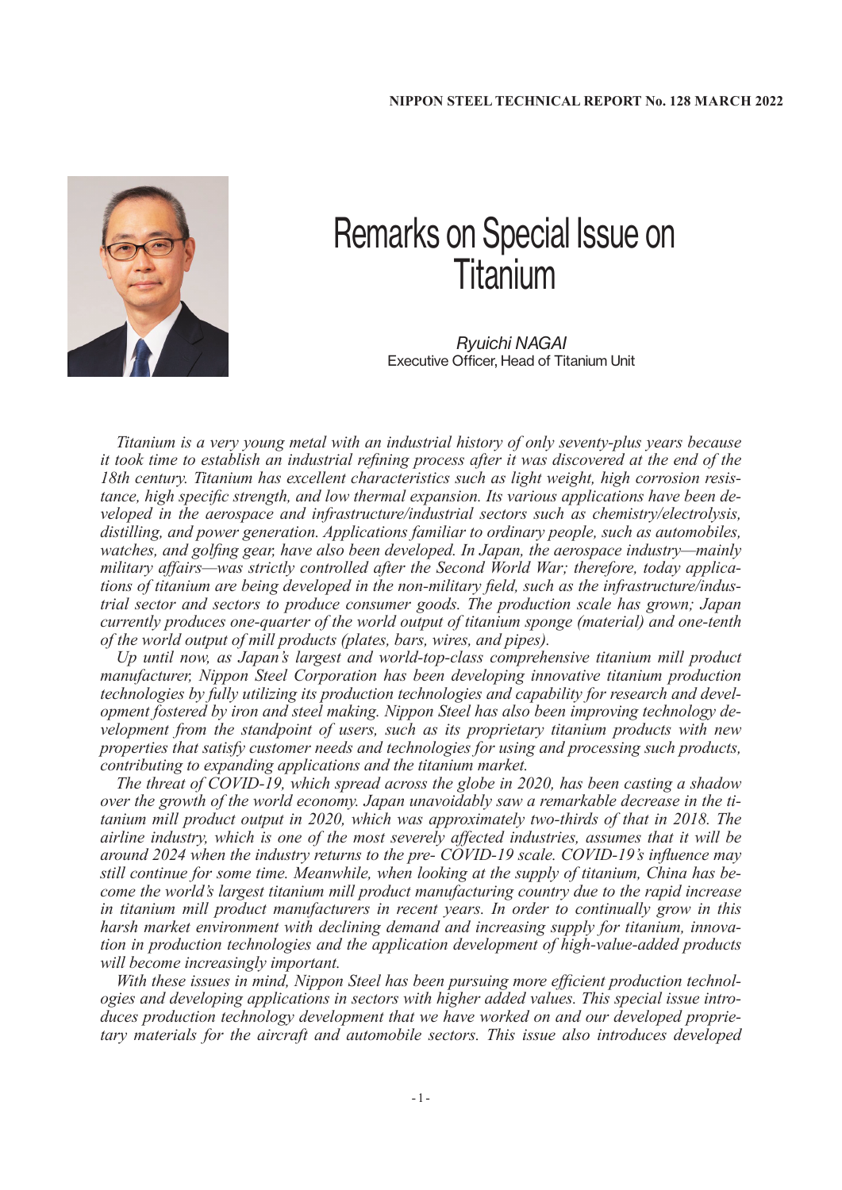# Remarks on Special Issue on Titanium

*Ryuichi NAGAI*
Executive Officer, Head of Titanium Unit

*Titanium is a very young metal with an industrial history of only seventy-plus years because it took time to establish an industrial refining process after it was discovered at the end of the 18th century. Titanium has excellent characteristics such as light weight, high corrosion resistance, high specific strength, and low thermal expansion. Its various applications have been developed in the aerospace and infrastructure/industrial sectors such as chemistry/electrolysis, distilling, and power generation. Applications familiar to ordinary people, such as automobiles, watches, and golfing gear, have also been developed. In Japan, the aerospace industry—mainly military affairs—was strictly controlled after the Second World War; therefore, today applications of titanium are being developed in the non-military field, such as the infrastructure/industrial sector and sectors to produce consumer goods. The production scale has grown; Japan currently produces one-quarter of the world output of titanium sponge (material) and one-tenth of the world output of mill products (plates, bars, wires, and pipes).*

*Up until now, as Japan's largest and world-top-class comprehensive titanium mill product manufacturer, Nippon Steel Corporation has been developing innovative titanium production technologies by fully utilizing its production technologies and capability for research and development fostered by iron and steel making. Nippon Steel has also been improving technology development from the standpoint of users, such as its proprietary titanium products with new properties that satisfy customer needs and technologies for using and processing such products, contributing to expanding applications and the titanium market.*

*The threat of COVID-19, which spread across the globe in 2020, has been casting a shadow over the growth of the world economy. Japan unavoidably saw a remarkable decrease in the titanium mill product output in 2020, which was approximately two-thirds of that in 2018. The airline industry, which is one of the most severely affected industries, assumes that it will be around 2024 when the industry returns to the pre- COVID-19 scale. COVID-19's influence may still continue for some time. Meanwhile, when looking at the supply of titanium, China has become the world's largest titanium mill product manufacturing country due to the rapid increase in titanium mill product manufacturers in recent years. In order to continually grow in this harsh market environment with declining demand and increasing supply for titanium, innovation in production technologies and the application development of high-value-added products will become increasingly important.*

*With these issues in mind, Nippon Steel has been pursuing more efficient production technologies and developing applications in sectors with higher added values. This special issue introduces production technology development that we have worked on and our developed proprietary materials for the aircraft and automobile sectors. This issue also introduces developed*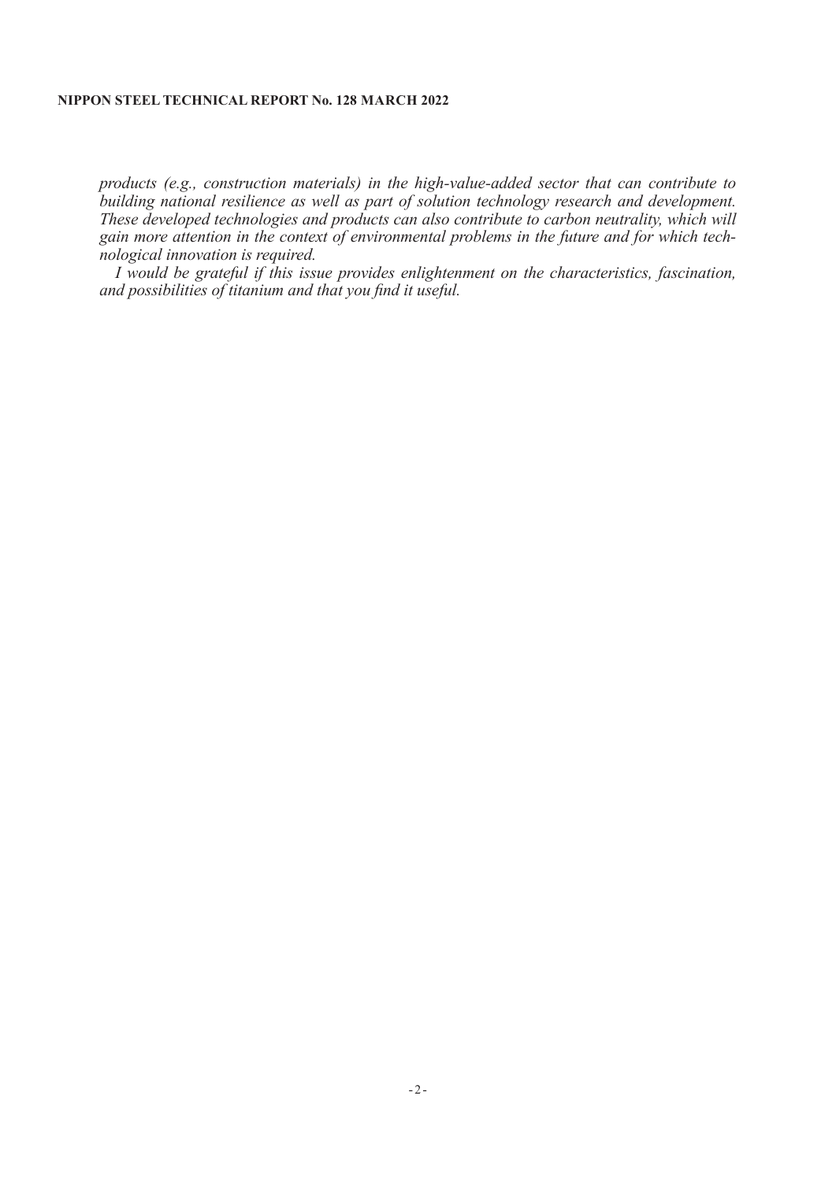*products (e.g., construction materials) in the high-value-added sector that can contribute to building national resilience as well as part of solution technology research and development. These developed technologies and products can also contribute to carbon neutrality, which will gain more attention in the context of environmental problems in the future and for which technological innovation is required.*

*I would be grateful if this issue provides enlightenment on the characteristics, fascination, and possibilities of titanium and that you find it useful.*